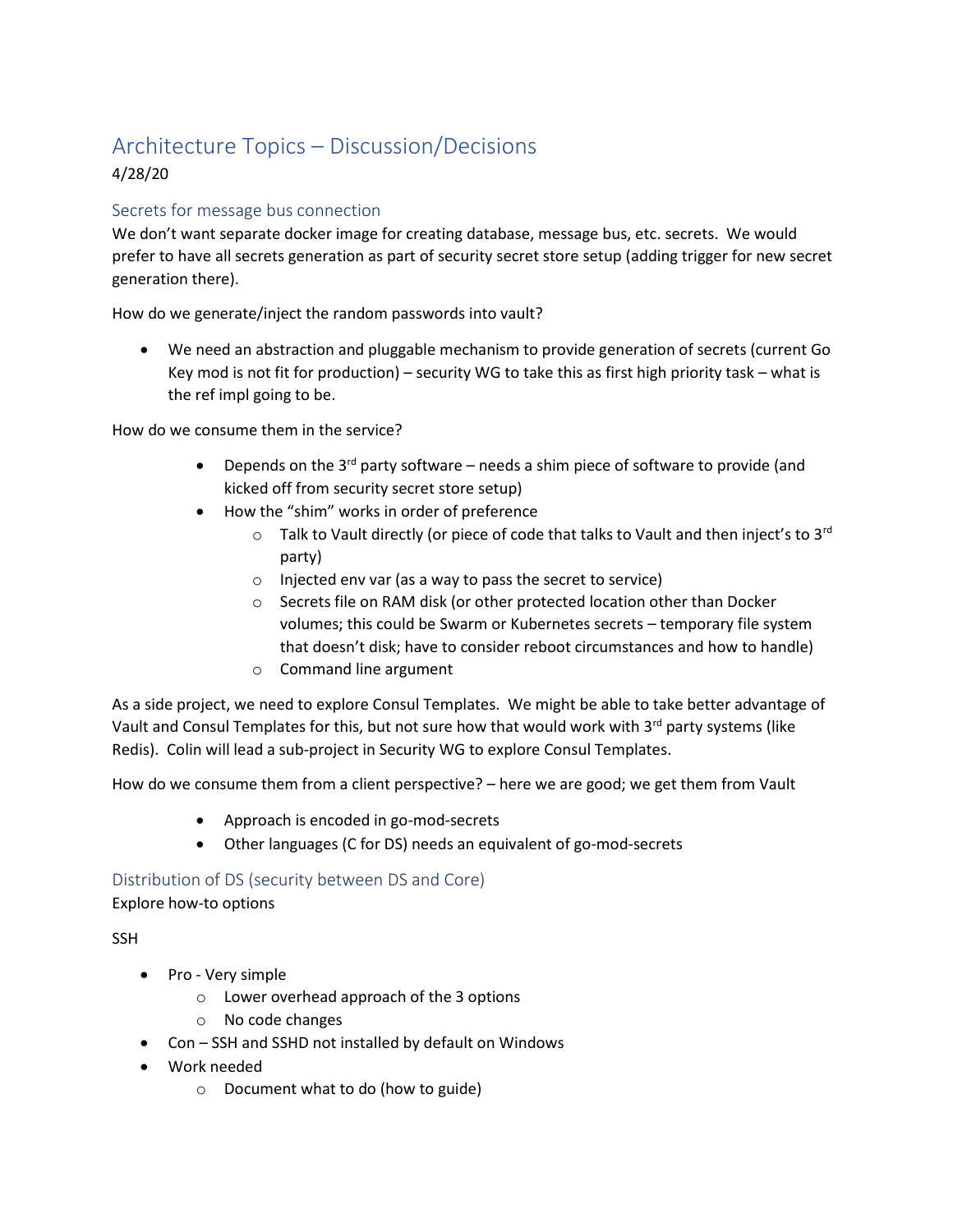# Architecture Topics – Discussion/Decisions

4/28/20

## Secrets for message bus connection

We don't want separate docker image for creating database, message bus, etc. secrets. We would prefer to have all secrets generation as part of security secret store setup (adding trigger for new secret generation there).

How do we generate/inject the random passwords into vault?

- We need an abstraction and pluggable mechanism to provide generation of secrets (current Go Key mod is not fit for production) – security WG to take this as first high priority task – what is the ref impl going to be.

How do we consume them in the service?

- Depends on the 3rd party software – needs a shim piece of software to provide (and kicked off from security secret store setup)
- How the "shim" works in order of preference
  - Talk to Vault directly (or piece of code that talks to Vault and then inject's to 3rd party)
  - Injected env var (as a way to pass the secret to service)
  - Secrets file on RAM disk (or other protected location other than Docker volumes; this could be Swarm or Kubernetes secrets – temporary file system that doesn't disk; have to consider reboot circumstances and how to handle)
  - Command line argument

As a side project, we need to explore Consul Templates. We might be able to take better advantage of Vault and Consul Templates for this, but not sure how that would work with 3rd party systems (like Redis). Colin will lead a sub-project in Security WG to explore Consul Templates.

How do we consume them from a client perspective? – here we are good; we get them from Vault

- Approach is encoded in go-mod-secrets
- Other languages (C for DS) needs an equivalent of go-mod-secrets

## Distribution of DS (security between DS and Core)

Explore how-to options

SSH

- Pro - Very simple
  - Lower overhead approach of the 3 options
  - No code changes
- Con – SSH and SSHD not installed by default on Windows
- Work needed
  - Document what to do (how to guide)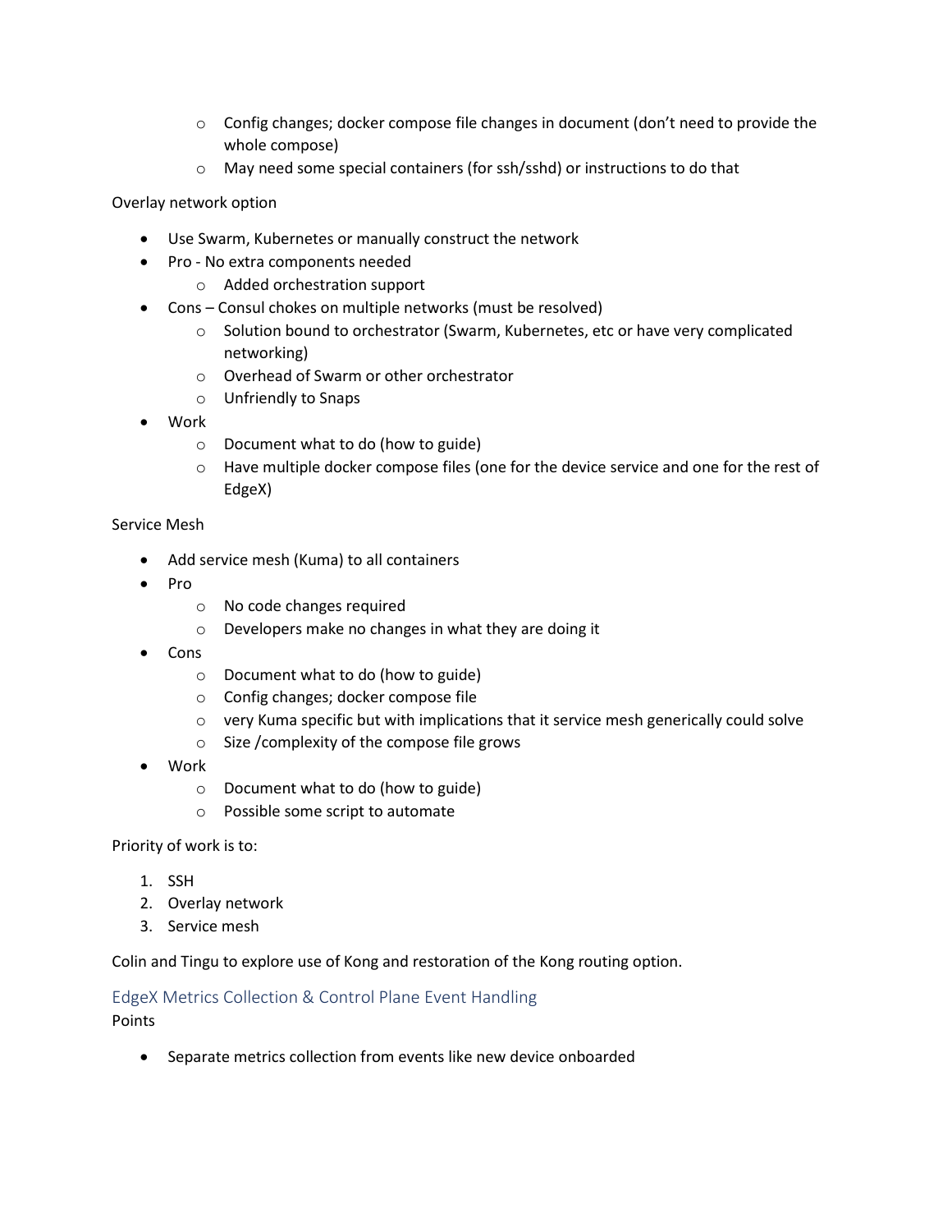- Config changes; docker compose file changes in document (don't need to provide the whole compose)
  - May need some special containers (for ssh/sshd) or instructions to do that

Overlay network option

- Use Swarm, Kubernetes or manually construct the network
- Pro - No extra components needed
  - Added orchestration support
- Cons – Consul chokes on multiple networks (must be resolved)
  - Solution bound to orchestrator (Swarm, Kubernetes, etc or have very complicated networking)
  - Overhead of Swarm or other orchestrator
  - Unfriendly to Snaps
- Work
  - Document what to do (how to guide)
  - Have multiple docker compose files (one for the device service and one for the rest of EdgeX)

Service Mesh

- Add service mesh (Kuma) to all containers
- Pro
  - No code changes required
  - Developers make no changes in what they are doing it
- Cons
  - Document what to do (how to guide)
  - Config changes; docker compose file
  - very Kuma specific but with implications that it service mesh generically could solve
  - Size /complexity of the compose file grows
- Work
  - Document what to do (how to guide)
  - Possible some script to automate

Priority of work is to:

1. SSH
2. Overlay network
3. Service mesh

Colin and Tingu to explore use of Kong and restoration of the Kong routing option.

## EdgeX Metrics Collection & Control Plane Event Handling

Points

- Separate metrics collection from events like new device onboarded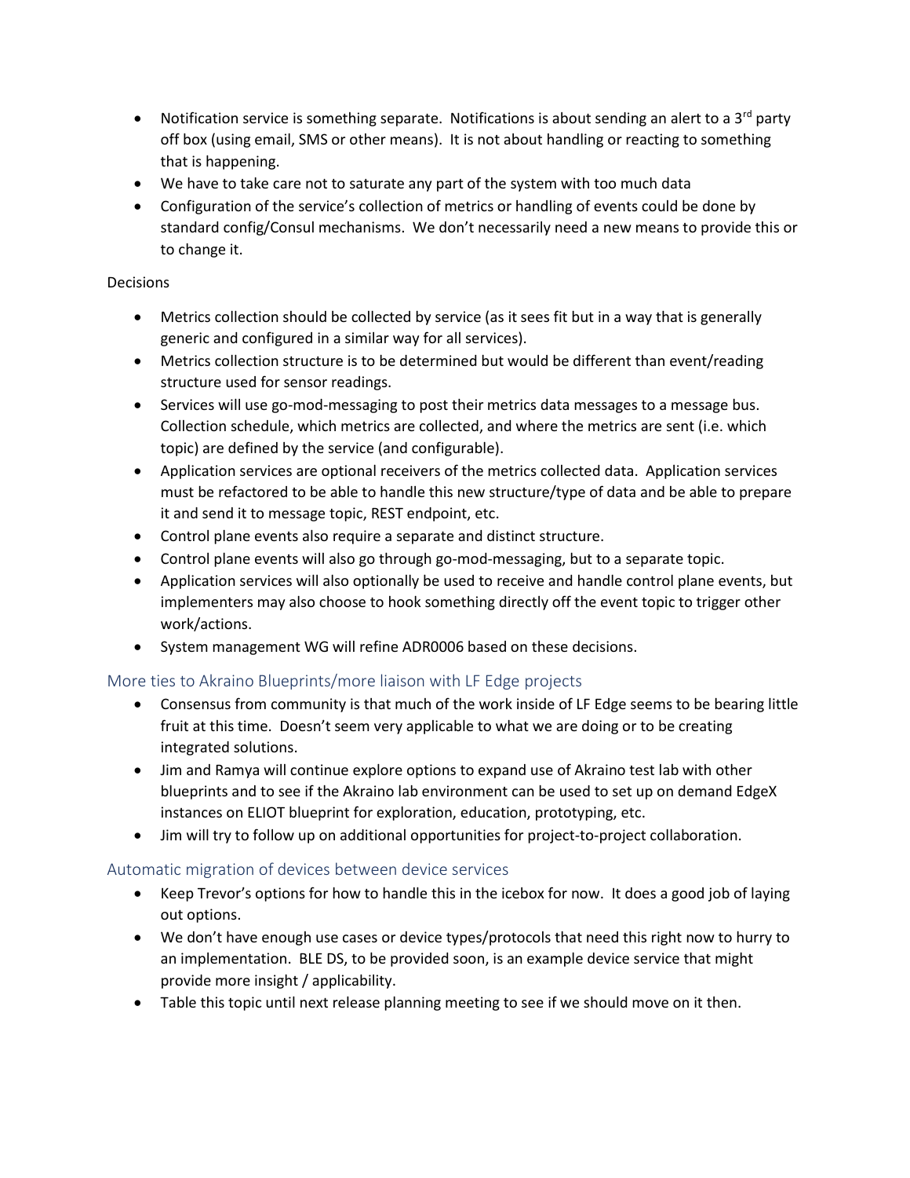- Notification service is something separate. Notifications is about sending an alert to a 3rd party off box (using email, SMS or other means). It is not about handling or reacting to something that is happening.
- We have to take care not to saturate any part of the system with too much data
- Configuration of the service's collection of metrics or handling of events could be done by standard config/Consul mechanisms. We don't necessarily need a new means to provide this or to change it.

Decisions

- Metrics collection should be collected by service (as it sees fit but in a way that is generally generic and configured in a similar way for all services).
- Metrics collection structure is to be determined but would be different than event/reading structure used for sensor readings.
- Services will use go-mod-messaging to post their metrics data messages to a message bus. Collection schedule, which metrics are collected, and where the metrics are sent (i.e. which topic) are defined by the service (and configurable).
- Application services are optional receivers of the metrics collected data. Application services must be refactored to be able to handle this new structure/type of data and be able to prepare it and send it to message topic, REST endpoint, etc.
- Control plane events also require a separate and distinct structure.
- Control plane events will also go through go-mod-messaging, but to a separate topic.
- Application services will also optionally be used to receive and handle control plane events, but implementers may also choose to hook something directly off the event topic to trigger other work/actions.
- System management WG will refine ADR0006 based on these decisions.

## More ties to Akraino Blueprints/more liaison with LF Edge projects

- Consensus from community is that much of the work inside of LF Edge seems to be bearing little fruit at this time. Doesn't seem very applicable to what we are doing or to be creating integrated solutions.
- Jim and Ramya will continue explore options to expand use of Akraino test lab with other blueprints and to see if the Akraino lab environment can be used to set up on demand EdgeX instances on ELIOT blueprint for exploration, education, prototyping, etc.
- Jim will try to follow up on additional opportunities for project-to-project collaboration.

## Automatic migration of devices between device services

- Keep Trevor's options for how to handle this in the icebox for now. It does a good job of laying out options.
- We don't have enough use cases or device types/protocols that need this right now to hurry to an implementation. BLE DS, to be provided soon, is an example device service that might provide more insight / applicability.
- Table this topic until next release planning meeting to see if we should move on it then.